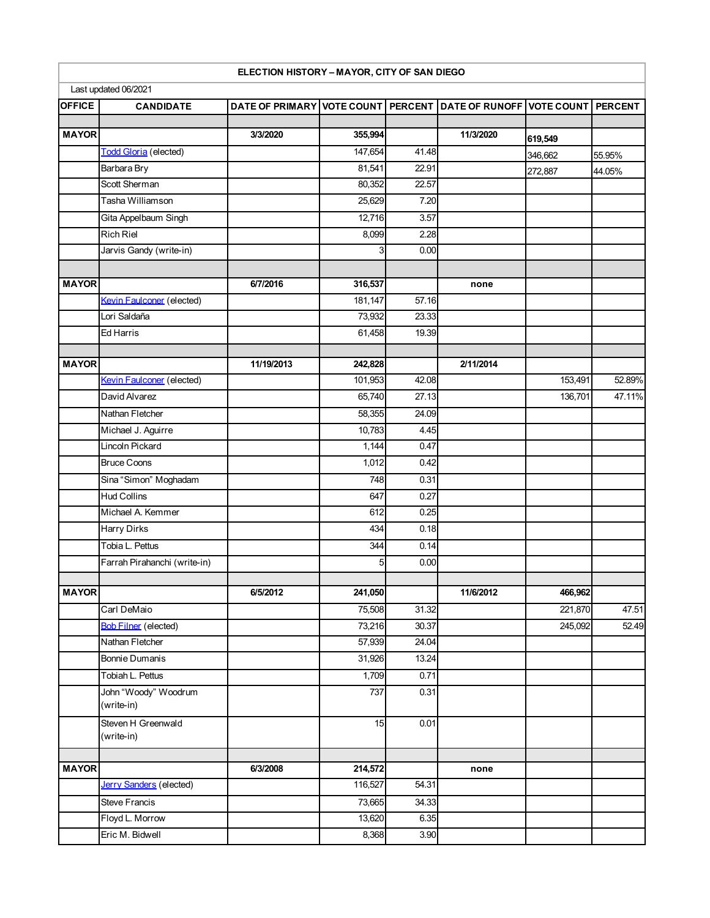| ELECTION HISTORY – MAYOR, CITY OF SAN DIEGO | | | | | | | |
|---|---|---|---|---|---|---|---|
| Last updated 06/2021 | | | | | | | |
| **OFFICE** | **CANDIDATE** | **DATE OF PRIMARY** | **VOTE COUNT** | **PERCENT** | **DATE OF RUNOFF** | **VOTE COUNT** | **PERCENT** |
| | | | | | | | |
| **MAYOR** | | **3/3/2020** | **355,994** | | **11/3/2020** | **619,549** | |
| | Todd Gloria (elected) | | 147,654 | 41.48 | | 346,662 | 55.95% |
| | Barbara Bry | | 81,541 | 22.91 | | 272,887 | 44.05% |
| | Scott Sherman | | 80,352 | 22.57 | | | |
| | Tasha Williamson | | 25,629 | 7.20 | | | |
| | Gita Appelbaum Singh | | 12,716 | 3.57 | | | |
| | Rich Riel | | 8,099 | 2.28 | | | |
| | Jarvis Gandy (write-in) | | 3 | 0.00 | | | |
| | | | | | | | |
| **MAYOR** | | **6/7/2016** | **316,537** | | **none** | | |
| | Kevin Faulconer (elected) | | 181,147 | 57.16 | | | |
| | Lori Saldaña | | 73,932 | 23.33 | | | |
| | Ed Harris | | 61,458 | 19.39 | | | |
| | | | | | | | |
| **MAYOR** | | **11/19/2013** | **242,828** | | **2/11/2014** | | |
| | Kevin Faulconer (elected) | | 101,953 | 42.08 | | 153,491 | 52.89% |
| | David Alvarez | | 65,740 | 27.13 | | 136,701 | 47.11% |
| | Nathan Fletcher | | 58,355 | 24.09 | | | |
| | Michael J. Aguirre | | 10,783 | 4.45 | | | |
| | Lincoln Pickard | | 1,144 | 0.47 | | | |
| | Bruce Coons | | 1,012 | 0.42 | | | |
| | Sina "Simon" Moghadam | | 748 | 0.31 | | | |
| | Hud Collins | | 647 | 0.27 | | | |
| | Michael A. Kemmer | | 612 | 0.25 | | | |
| | Harry Dirks | | 434 | 0.18 | | | |
| | Tobia L. Pettus | | 344 | 0.14 | | | |
| | Farrah Pirahanchi (write-in) | | 5 | 0.00 | | | |
| | | | | | | | |
| **MAYOR** | | **6/5/2012** | **241,050** | | **11/6/2012** | **466,962** | |
| | Carl DeMaio | | 75,508 | 31.32 | | 221,870 | 47.51 |
| | Bob Filner (elected) | | 73,216 | 30.37 | | 245,092 | 52.49 |
| | Nathan Fletcher | | 57,939 | 24.04 | | | |
| | Bonnie Dumanis | | 31,926 | 13.24 | | | |
| | Tobiah L. Pettus | | 1,709 | 0.71 | | | |
| | John "Woody" Woodrum (write-in) | | 737 | 0.31 | | | |
| | Steven H Greenwald (write-in) | | 15 | 0.01 | | | |
| | | | | | | | |
| **MAYOR** | | **6/3/2008** | **214,572** | | **none** | | |
| | Jerry Sanders (elected) | | 116,527 | 54.31 | | | |
| | Steve Francis | | 73,665 | 34.33 | | | |
| | Floyd L. Morrow | | 13,620 | 6.35 | | | |
| | Eric M. Bidwell | | 8,368 | 3.90 | | | |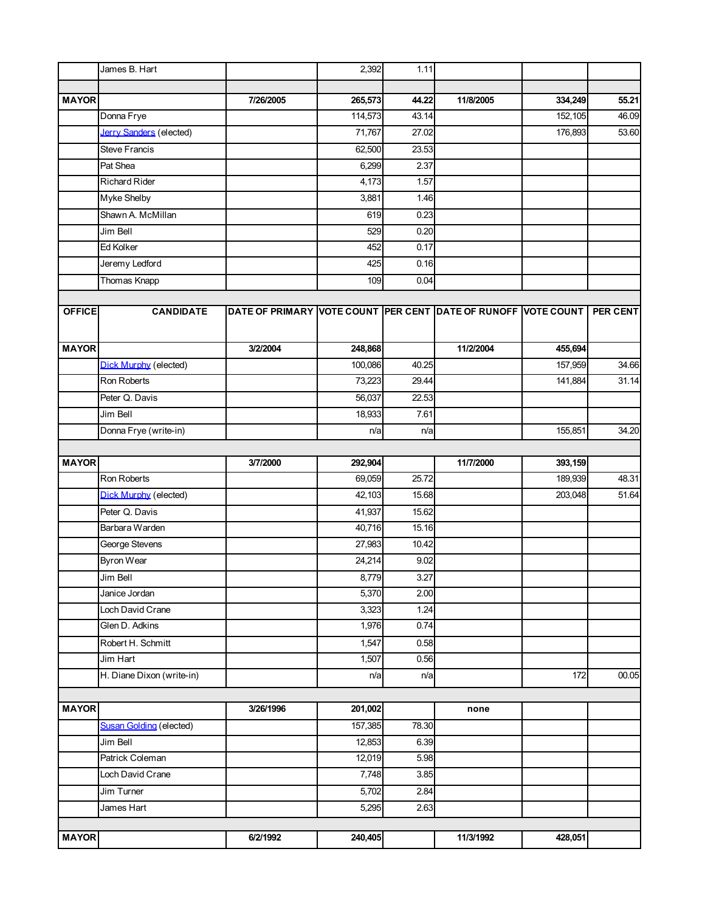| OFFICE | CANDIDATE | DATE OF PRIMARY | VOTE COUNT | PER CENT | DATE OF RUNOFF | VOTE COUNT | PER CENT |
|---|---|---|---|---|---|---|---|
| | James B. Hart | | 2,392 | 1.11 | | | |
| | | | | | | | |
| **MAYOR** | | **7/26/2005** | **265,573** | **44.22** | **11/8/2005** | **334,249** | **55.21** |
| | Donna Frye | | 114,573 | 43.14 | | 152,105 | 46.09 |
| | Jerry Sanders (elected) | | 71,767 | 27.02 | | 176,893 | 53.60 |
| | Steve Francis | | 62,500 | 23.53 | | | |
| | Pat Shea | | 6,299 | 2.37 | | | |
| | Richard Rider | | 4,173 | 1.57 | | | |
| | Myke Shelby | | 3,881 | 1.46 | | | |
| | Shawn A. McMillan | | 619 | 0.23 | | | |
| | Jim Bell | | 529 | 0.20 | | | |
| | Ed Kolker | | 452 | 0.17 | | | |
| | Jeremy Ledford | | 425 | 0.16 | | | |
| | Thomas Knapp | | 109 | 0.04 | | | |
| | | | | | | | |
| **OFFICE** | **CANDIDATE** | **DATE OF PRIMARY** | **VOTE COUNT** | **PER CENT** | **DATE OF RUNOFF** | **VOTE COUNT** | **PER CENT** |
| **MAYOR** | | **3/2/2004** | **248,868** | | **11/2/2004** | **455,694** | |
| | Dick Murphy (elected) | | 100,086 | 40.25 | | 157,959 | 34.66 |
| | Ron Roberts | | 73,223 | 29.44 | | 141,884 | 31.14 |
| | Peter Q. Davis | | 56,037 | 22.53 | | | |
| | Jim Bell | | 18,933 | 7.61 | | | |
| | Donna Frye (write-in) | | n/a | n/a | | 155,851 | 34.20 |
| | | | | | | | |
| **MAYOR** | | **3/7/2000** | **292,904** | | **11/7/2000** | **393,159** | |
| | Ron Roberts | | 69,059 | 25.72 | | 189,939 | 48.31 |
| | Dick Murphy (elected) | | 42,103 | 15.68 | | 203,048 | 51.64 |
| | Peter Q. Davis | | 41,937 | 15.62 | | | |
| | Barbara Warden | | 40,716 | 15.16 | | | |
| | George Stevens | | 27,983 | 10.42 | | | |
| | Byron Wear | | 24,214 | 9.02 | | | |
| | Jim Bell | | 8,779 | 3.27 | | | |
| | Janice Jordan | | 5,370 | 2.00 | | | |
| | Loch David Crane | | 3,323 | 1.24 | | | |
| | Glen D. Adkins | | 1,976 | 0.74 | | | |
| | Robert H. Schmitt | | 1,547 | 0.58 | | | |
| | Jim Hart | | 1,507 | 0.56 | | | |
| | H. Diane Dixon (write-in) | | n/a | n/a | | 172 | 00.05 |
| | | | | | | | |
| **MAYOR** | | **3/26/1996** | **201,002** | | **none** | | |
| | Susan Golding (elected) | | 157,385 | 78.30 | | | |
| | Jim Bell | | 12,853 | 6.39 | | | |
| | Patrick Coleman | | 12,019 | 5.98 | | | |
| | Loch David Crane | | 7,748 | 3.85 | | | |
| | Jim Turner | | 5,702 | 2.84 | | | |
| | James Hart | | 5,295 | 2.63 | | | |
| | | | | | | | |
| **MAYOR** | | **6/2/1992** | **240,405** | | **11/3/1992** | **428,051** | |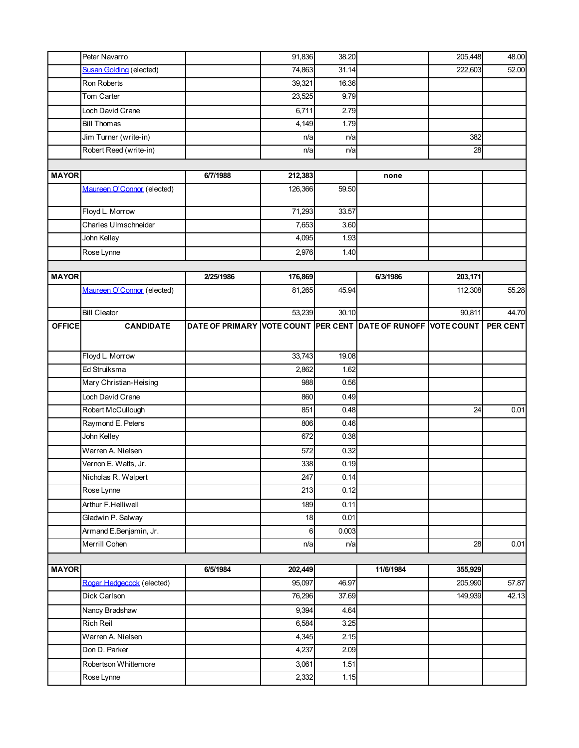| OFFICE | CANDIDATE | DATE OF PRIMARY | VOTE COUNT | PER CENT | DATE OF RUNOFF | VOTE COUNT | PER CENT |
|---|---|---|---|---|---|---|---|
| | Peter Navarro | | 91,836 | 38.20 | | 205,448 | 48.00 |
| | Susan Golding (elected) | | 74,863 | 31.14 | | 222,603 | 52.00 |
| | Ron Roberts | | 39,321 | 16.36 | | | |
| | Tom Carter | | 23,525 | 9.79 | | | |
| | Loch David Crane | | 6,711 | 2.79 | | | |
| | Bill Thomas | | 4,149 | 1.79 | | | |
| | Jim Turner (write-in) | | n/a | n/a | | 382 | |
| | Robert Reed (write-in) | | n/a | n/a | | 28 | |
| | | | | | | | |
| **MAYOR** | | **6/7/1988** | **212,383** | | **none** | | |
| | Maureen O'Connor (elected) | | 126,366 | 59.50 | | | |
| | Floyd L. Morrow | | 71,293 | 33.57 | | | |
| | Charles Ulmschneider | | 7,653 | 3.60 | | | |
| | John Kelley | | 4,095 | 1.93 | | | |
| | Rose Lynne | | 2,976 | 1.40 | | | |
| | | | | | | | |
| **MAYOR** | | **2/25/1986** | **176,869** | | **6/3/1986** | **203,171** | |
| | Maureen O'Connor (elected) | | 81,265 | 45.94 | | 112,308 | 55.28 |
| | Bill Cleator | | 53,239 | 30.10 | | 90,811 | 44.70 |
| **OFFICE** | **CANDIDATE** | **DATE OF PRIMARY** | **VOTE COUNT** | **PER CENT** | **DATE OF RUNOFF** | **VOTE COUNT** | **PER CENT** |
| | Floyd L. Morrow | | 33,743 | 19.08 | | | |
| | Ed Struiksma | | 2,862 | 1.62 | | | |
| | Mary Christian-Heising | | 988 | 0.56 | | | |
| | Loch David Crane | | 860 | 0.49 | | | |
| | Robert McCullough | | 851 | 0.48 | | 24 | 0.01 |
| | Raymond E. Peters | | 806 | 0.46 | | | |
| | John Kelley | | 672 | 0.38 | | | |
| | Warren A. Nielsen | | 572 | 0.32 | | | |
| | Vernon E. Watts, Jr. | | 338 | 0.19 | | | |
| | Nicholas R. Walpert | | 247 | 0.14 | | | |
| | Rose Lynne | | 213 | 0.12 | | | |
| | Arthur F.Helliwell | | 189 | 0.11 | | | |
| | Gladwin P. Salway | | 18 | 0.01 | | | |
| | Armand E.Benjamin, Jr. | | 6 | 0.003 | | | |
| | Merrill Cohen | | n/a | n/a | | 28 | 0.01 |
| | | | | | | | |
| **MAYOR** | | **6/5/1984** | **202,449** | | **11/6/1984** | **355,929** | |
| | Roger Hedgecock (elected) | | 95,097 | 46.97 | | 205,990 | 57.87 |
| | Dick Carlson | | 76,296 | 37.69 | | 149,939 | 42.13 |
| | Nancy Bradshaw | | 9,394 | 4.64 | | | |
| | Rich Reil | | 6,584 | 3.25 | | | |
| | Warren A. Nielsen | | 4,345 | 2.15 | | | |
| | Don D. Parker | | 4,237 | 2.09 | | | |
| | Robertson Whittemore | | 3,061 | 1.51 | | | |
| | Rose Lynne | | 2,332 | 1.15 | | | |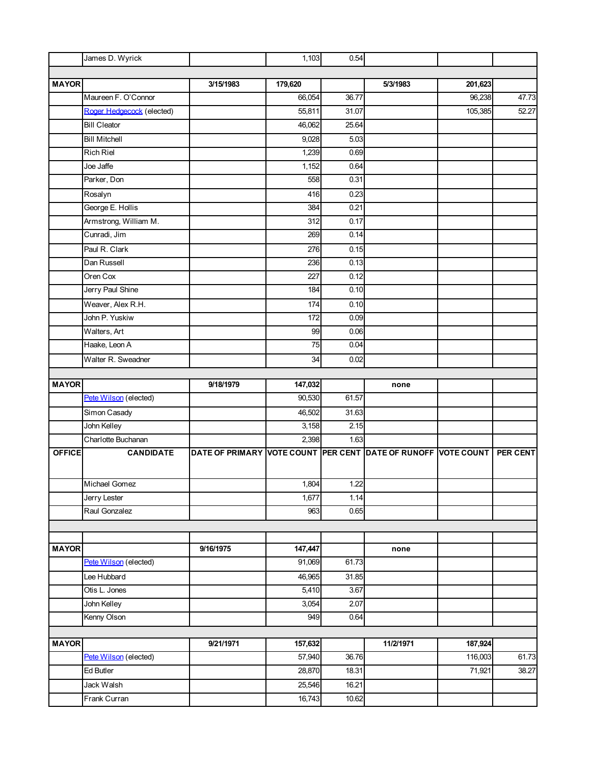| OFFICE | CANDIDATE | DATE OF PRIMARY | VOTE COUNT | PER CENT | DATE OF RUNOFF | VOTE COUNT | PER CENT |
|---|---|---|---|---|---|---|---|
| | James D. Wyrick | | 1,103 | 0.54 | | | |
| | | | | | | | |
| **MAYOR** | | **3/15/1983** | **179,620** | | **5/3/1983** | **201,623** | |
| | Maureen F. O'Connor | | 66,054 | 36.77 | | 96,238 | 47.73 |
| | Roger Hedgecock (elected) | | 55,811 | 31.07 | | 105,385 | 52.27 |
| | Bill Cleator | | 46,062 | 25.64 | | | |
| | Bill Mitchell | | 9,028 | 5.03 | | | |
| | Rich Riel | | 1,239 | 0.69 | | | |
| | Joe Jaffe | | 1,152 | 0.64 | | | |
| | Parker, Don | | 558 | 0.31 | | | |
| | Rosalyn | | 416 | 0.23 | | | |
| | George E. Hollis | | 384 | 0.21 | | | |
| | Armstrong, William M. | | 312 | 0.17 | | | |
| | Cunradi, Jim | | 269 | 0.14 | | | |
| | Paul R. Clark | | 276 | 0.15 | | | |
| | Dan Russell | | 236 | 0.13 | | | |
| | Oren Cox | | 227 | 0.12 | | | |
| | Jerry Paul Shine | | 184 | 0.10 | | | |
| | Weaver, Alex R.H. | | 174 | 0.10 | | | |
| | John P. Yuskiw | | 172 | 0.09 | | | |
| | Walters, Art | | 99 | 0.06 | | | |
| | Haake, Leon A | | 75 | 0.04 | | | |
| | Walter R. Sweadner | | 34 | 0.02 | | | |
| | | | | | | | |
| **MAYOR** | | **9/18/1979** | **147,032** | | **none** | | |
| | Pete Wilson (elected) | | 90,530 | 61.57 | | | |
| | Simon Casady | | 46,502 | 31.63 | | | |
| | John Kelley | | 3,158 | 2.15 | | | |
| | Charlotte Buchanan | | 2,398 | 1.63 | | | |
| | Michael Gomez | | 1,804 | 1.22 | | | |
| | Jerry Lester | | 1,677 | 1.14 | | | |
| | Raul Gonzalez | | 963 | 0.65 | | | |
| | | | | | | | |
| | | | | | | | |
| **MAYOR** | | **9/16/1975** | **147,447** | | **none** | | |
| | Pete Wilson (elected) | | 91,069 | 61.73 | | | |
| | Lee Hubbard | | 46,965 | 31.85 | | | |
| | Otis L. Jones | | 5,410 | 3.67 | | | |
| | John Kelley | | 3,054 | 2.07 | | | |
| | Kenny Olson | | 949 | 0.64 | | | |
| | | | | | | | |
| **MAYOR** | | **9/21/1971** | **157,632** | | **11/2/1971** | **187,924** | |
| | Pete Wilson (elected) | | 57,940 | 36.76 | | 116,003 | 61.73 |
| | Ed Butler | | 28,870 | 18.31 | | 71,921 | 38.27 |
| | Jack Walsh | | 25,546 | 16.21 | | | |
| | Frank Curran | | 16,743 | 10.62 | | | |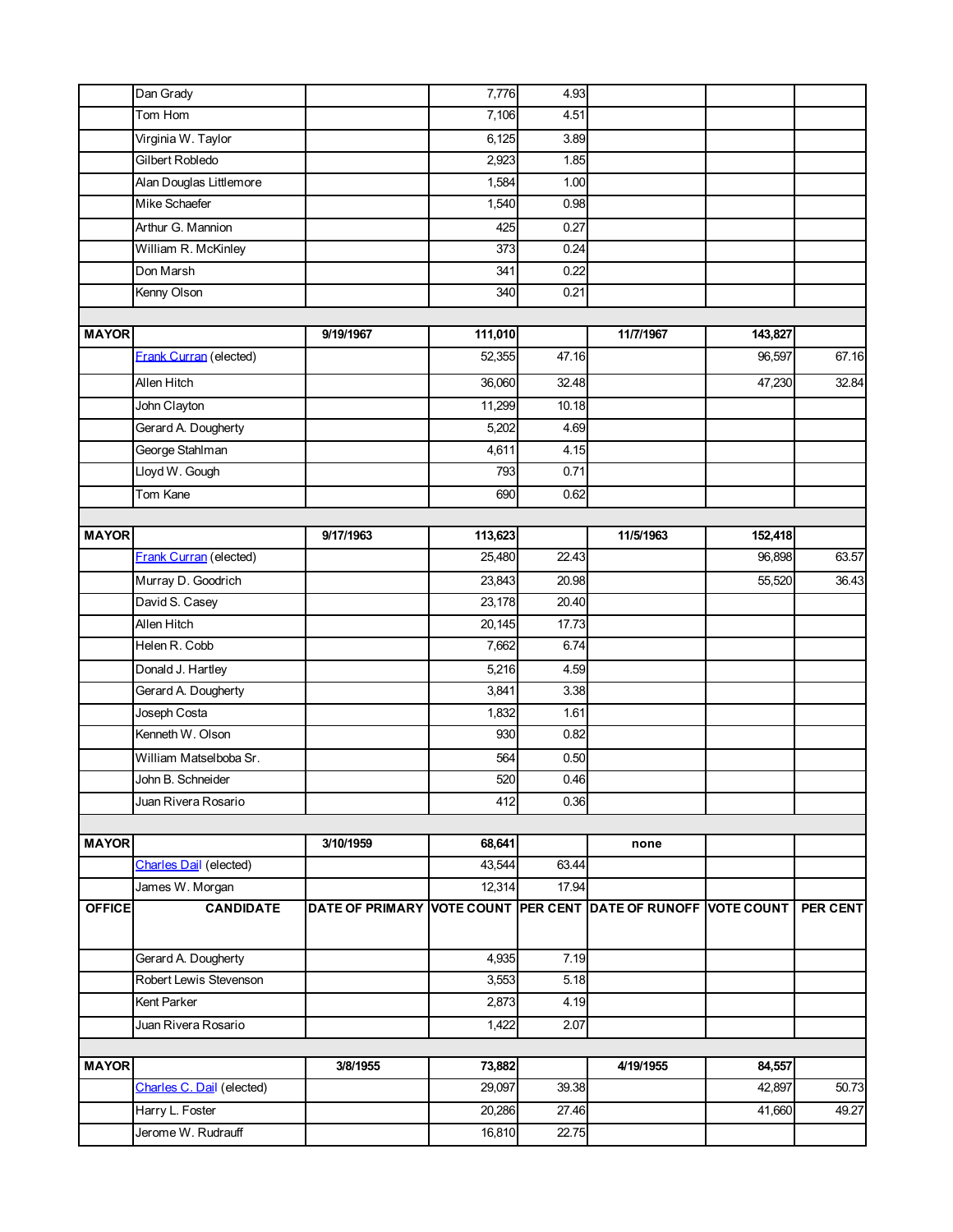| OFFICE | CANDIDATE | DATE OF PRIMARY | VOTE COUNT | PER CENT | DATE OF RUNOFF | VOTE COUNT | PER CENT |
|---|---|---|---|---|---|---|---|
| | Dan Grady | | 7,776 | 4.93 | | | |
| | Tom Hom | | 7,106 | 4.51 | | | |
| | Virginia W. Taylor | | 6,125 | 3.89 | | | |
| | Gilbert Robledo | | 2,923 | 1.85 | | | |
| | Alan Douglas Littlemore | | 1,584 | 1.00 | | | |
| | Mike Schaefer | | 1,540 | 0.98 | | | |
| | Arthur G. Mannion | | 425 | 0.27 | | | |
| | William R. McKinley | | 373 | 0.24 | | | |
| | Don Marsh | | 341 | 0.22 | | | |
| | Kenny Olson | | 340 | 0.21 | | | |
| | | | | | | | |
| **MAYOR** | | **9/19/1967** | **111,010** | | **11/7/1967** | **143,827** | |
| | Frank Curran (elected) | | 52,355 | 47.16 | | 96,597 | 67.16 |
| | Allen Hitch | | 36,060 | 32.48 | | 47,230 | 32.84 |
| | John Clayton | | 11,299 | 10.18 | | | |
| | Gerard A. Dougherty | | 5,202 | 4.69 | | | |
| | George Stahlman | | 4,611 | 4.15 | | | |
| | Lloyd W. Gough | | 793 | 0.71 | | | |
| | Tom Kane | | 690 | 0.62 | | | |
| | | | | | | | |
| **MAYOR** | | **9/17/1963** | **113,623** | | **11/5/1963** | **152,418** | |
| | Frank Curran (elected) | | 25,480 | 22.43 | | 96,898 | 63.57 |
| | Murray D. Goodrich | | 23,843 | 20.98 | | 55,520 | 36.43 |
| | David S. Casey | | 23,178 | 20.40 | | | |
| | Allen Hitch | | 20,145 | 17.73 | | | |
| | Helen R. Cobb | | 7,662 | 6.74 | | | |
| | Donald J. Hartley | | 5,216 | 4.59 | | | |
| | Gerard A. Dougherty | | 3,841 | 3.38 | | | |
| | Joseph Costa | | 1,832 | 1.61 | | | |
| | Kenneth W. Olson | | 930 | 0.82 | | | |
| | William Matselboba Sr. | | 564 | 0.50 | | | |
| | John B. Schneider | | 520 | 0.46 | | | |
| | Juan Rivera Rosario | | 412 | 0.36 | | | |
| | | | | | | | |
| **MAYOR** | | **3/10/1959** | **68,641** | | **none** | | |
| | Charles Dail (elected) | | 43,544 | 63.44 | | | |
| | James W. Morgan | | 12,314 | 17.94 | | | |
| | Gerard A. Dougherty | | 4,935 | 7.19 | | | |
| | Robert Lewis Stevenson | | 3,553 | 5.18 | | | |
| | Kent Parker | | 2,873 | 4.19 | | | |
| | Juan Rivera Rosario | | 1,422 | 2.07 | | | |
| | | | | | | | |
| **MAYOR** | | **3/8/1955** | **73,882** | | **4/19/1955** | **84,557** | |
| | Charles C. Dail (elected) | | 29,097 | 39.38 | | 42,897 | 50.73 |
| | Harry L. Foster | | 20,286 | 27.46 | | 41,660 | 49.27 |
| | Jerome W. Rudrauff | | 16,810 | 22.75 | | | |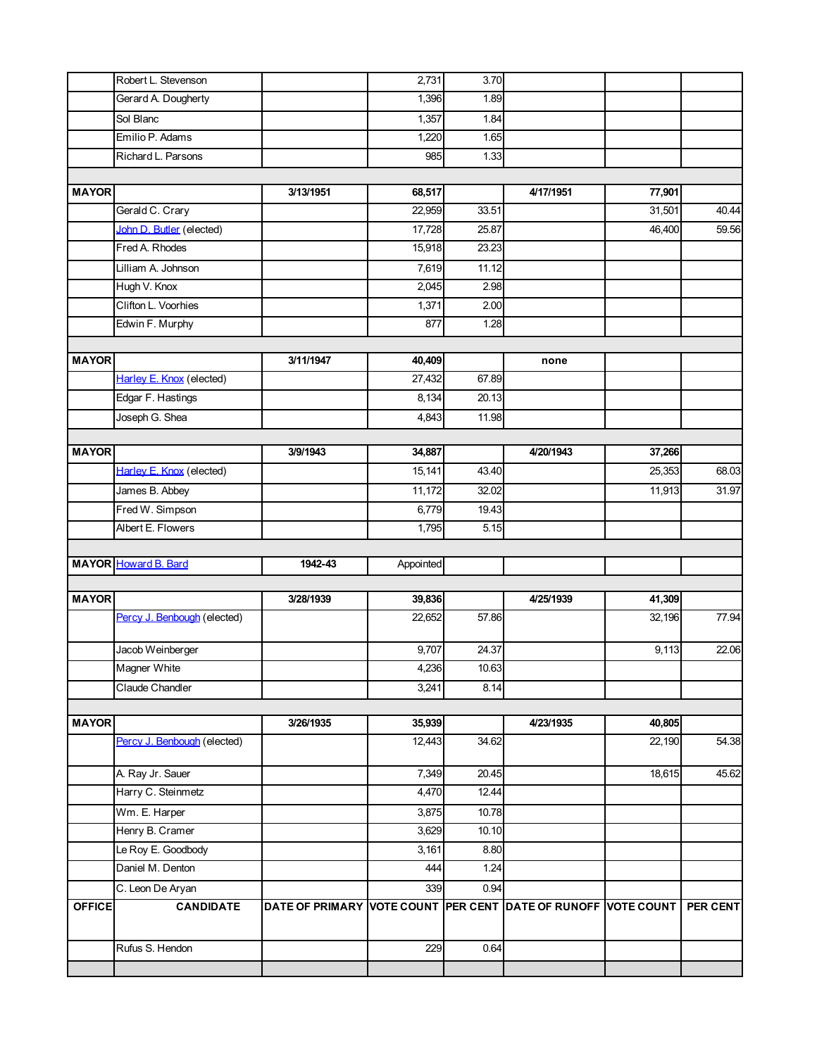| | Robert L. Stevenson | | 2,731 | 3.70 | | | |
|---|---|---|---|---|---|---|---|
| | Gerard A. Dougherty | | 1,396 | 1.89 | | | |
| | Sol Blanc | | 1,357 | 1.84 | | | |
| | Emilio P. Adams | | 1,220 | 1.65 | | | |
| | Richard L. Parsons | | 985 | 1.33 | | | |
| | | | | | | | |
| **MAYOR** | | **3/13/1951** | **68,517** | | **4/17/1951** | **77,901** | |
| | Gerald C. Crary | | 22,959 | 33.51 | | 31,501 | 40.44 |
| | John D. Butler (elected) | | 17,728 | 25.87 | | 46,400 | 59.56 |
| | Fred A. Rhodes | | 15,918 | 23.23 | | | |
| | Lilliam A. Johnson | | 7,619 | 11.12 | | | |
| | Hugh V. Knox | | 2,045 | 2.98 | | | |
| | Clifton L. Voorhies | | 1,371 | 2.00 | | | |
| | Edwin F. Murphy | | 877 | 1.28 | | | |
| | | | | | | | |
| **MAYOR** | | **3/11/1947** | **40,409** | | **none** | | |
| | Harley E. Knox (elected) | | 27,432 | 67.89 | | | |
| | Edgar F. Hastings | | 8,134 | 20.13 | | | |
| | Joseph G. Shea | | 4,843 | 11.98 | | | |
| | | | | | | | |
| **MAYOR** | | **3/9/1943** | **34,887** | | **4/20/1943** | **37,266** | |
| | Harley E. Knox (elected) | | 15,141 | 43.40 | | 25,353 | 68.03 |
| | James B. Abbey | | 11,172 | 32.02 | | 11,913 | 31.97 |
| | Fred W. Simpson | | 6,779 | 19.43 | | | |
| | Albert E. Flowers | | 1,795 | 5.15 | | | |
| | | | | | | | |
| **MAYOR** | Howard B. Bard | **1942-43** | Appointed | | | | |
| | | | | | | | |
| **MAYOR** | | **3/28/1939** | **39,836** | | **4/25/1939** | **41,309** | |
| | Percy J. Benbough (elected) | | 22,652 | 57.86 | | 32,196 | 77.94 |
| | Jacob Weinberger | | 9,707 | 24.37 | | 9,113 | 22.06 |
| | Magner White | | 4,236 | 10.63 | | | |
| | Claude Chandler | | 3,241 | 8.14 | | | |
| | | | | | | | |
| **MAYOR** | | **3/26/1935** | **35,939** | | **4/23/1935** | **40,805** | |
| | Percy J. Benbough (elected) | | 12,443 | 34.62 | | 22,190 | 54.38 |
| | A. Ray Jr. Sauer | | 7,349 | 20.45 | | 18,615 | 45.62 |
| | Harry C. Steinmetz | | 4,470 | 12.44 | | | |
| | Wm. E. Harper | | 3,875 | 10.78 | | | |
| | Henry B. Cramer | | 3,629 | 10.10 | | | |
| | Le Roy E. Goodbody | | 3,161 | 8.80 | | | |
| | Daniel M. Denton | | 444 | 1.24 | | | |
| | C. Leon De Aryan | | 339 | 0.94 | | | |
| **OFFICE** | **CANDIDATE** | **DATE OF PRIMARY** | **VOTE COUNT** | **PER CENT** | **DATE OF RUNOFF** | **VOTE COUNT** | **PER CENT** |
| | Rufus S. Hendon | | 229 | 0.64 | | | |
| | | | | | | | |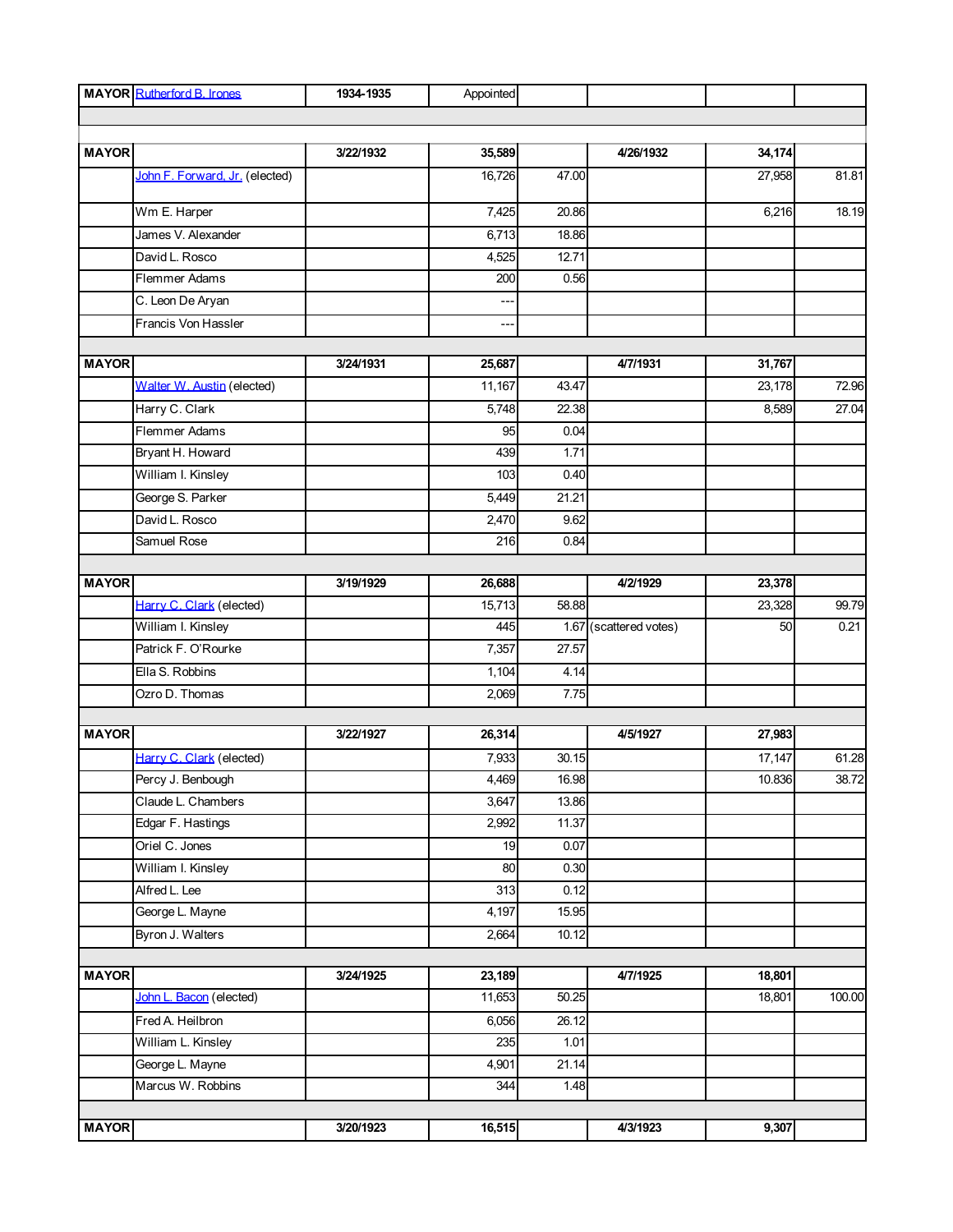| MAYOR | Rutherford B. Irones | 1934-1935 | Appointed | | | | |
|---|---|---|---|---|---|---|---|
| | | | | | | | |
| MAYOR | | 3/22/1932 | 35,589 | | 4/26/1932 | 34,174 | |
| | John F. Forward, Jr. (elected) | | 16,726 | 47.00 | | 27,958 | 81.81 |
| | Wm E. Harper | | 7,425 | 20.86 | | 6,216 | 18.19 |
| | James V. Alexander | | 6,713 | 18.86 | | | |
| | David L. Rosco | | 4,525 | 12.71 | | | |
| | Flemmer Adams | | 200 | 0.56 | | | |
| | C. Leon De Aryan | | --- | | | | |
| | Francis Von Hassler | | --- | | | | |
| | | | | | | | |
| MAYOR | | 3/24/1931 | 25,687 | | 4/7/1931 | 31,767 | |
| | Walter W. Austin (elected) | | 11,167 | 43.47 | | 23,178 | 72.96 |
| | Harry C. Clark | | 5,748 | 22.38 | | 8,589 | 27.04 |
| | Flemmer Adams | | 95 | 0.04 | | | |
| | Bryant H. Howard | | 439 | 1.71 | | | |
| | William I. Kinsley | | 103 | 0.40 | | | |
| | George S. Parker | | 5,449 | 21.21 | | | |
| | David L. Rosco | | 2,470 | 9.62 | | | |
| | Samuel Rose | | 216 | 0.84 | | | |
| | | | | | | | |
| MAYOR | | 3/19/1929 | 26,688 | | 4/2/1929 | 23,378 | |
| | Harry C. Clark (elected) | | 15,713 | 58.88 | | 23,328 | 99.79 |
| | William I. Kinsley | | 445 | 1.67 | (scattered votes) | 50 | 0.21 |
| | Patrick F. O'Rourke | | 7,357 | 27.57 | | | |
| | Ella S. Robbins | | 1,104 | 4.14 | | | |
| | Ozro D. Thomas | | 2,069 | 7.75 | | | |
| | | | | | | | |
| MAYOR | | 3/22/1927 | 26,314 | | 4/5/1927 | 27,983 | |
| | Harry C. Clark (elected) | | 7,933 | 30.15 | | 17,147 | 61.28 |
| | Percy J. Benbough | | 4,469 | 16.98 | | 10.836 | 38.72 |
| | Claude L. Chambers | | 3,647 | 13.86 | | | |
| | Edgar F. Hastings | | 2,992 | 11.37 | | | |
| | Oriel C. Jones | | 19 | 0.07 | | | |
| | William I. Kinsley | | 80 | 0.30 | | | |
| | Alfred L. Lee | | 313 | 0.12 | | | |
| | George L. Mayne | | 4,197 | 15.95 | | | |
| | Byron J. Walters | | 2,664 | 10.12 | | | |
| | | | | | | | |
| MAYOR | | 3/24/1925 | 23,189 | | 4/7/1925 | 18,801 | |
| | John L. Bacon (elected) | | 11,653 | 50.25 | | 18,801 | 100.00 |
| | Fred A. Heilbron | | 6,056 | 26.12 | | | |
| | William L. Kinsley | | 235 | 1.01 | | | |
| | George L. Mayne | | 4,901 | 21.14 | | | |
| | Marcus W. Robbins | | 344 | 1.48 | | | |
| | | | | | | | |
| MAYOR | | 3/20/1923 | 16,515 | | 4/3/1923 | 9,307 | |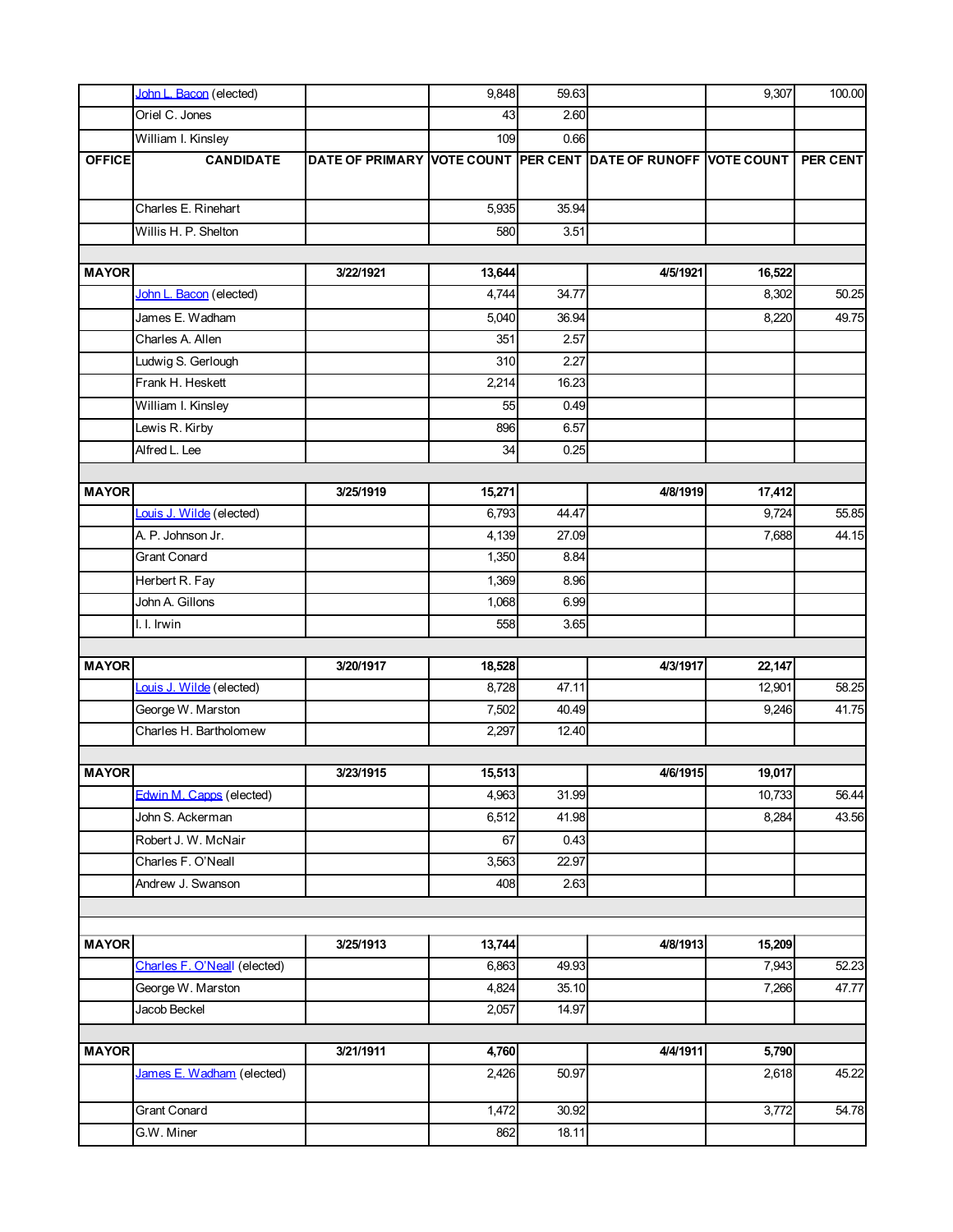| | John L. Bacon (elected) | | 9,848 | 59.63 | | 9,307 | 100.00 |
|---|---|---|---|---|---|---|---|
| | Oriel C. Jones | | 43 | 2.60 | | | |
| | William I. Kinsley | | 109 | 0.66 | | | |
| **OFFICE** | **CANDIDATE** | **DATE OF PRIMARY** | **VOTE COUNT** | **PER CENT** | **DATE OF RUNOFF** | **VOTE COUNT** | **PER CENT** |
| | Charles E. Rinehart | | 5,935 | 35.94 | | | |
| | Willis H. P. Shelton | | 580 | 3.51 | | | |
| | | | | | | | |
| **MAYOR** | | **3/22/1921** | **13,644** | | **4/5/1921** | **16,522** | |
| | John L. Bacon (elected) | | 4,744 | 34.77 | | 8,302 | 50.25 |
| | James E. Wadham | | 5,040 | 36.94 | | 8,220 | 49.75 |
| | Charles A. Allen | | 351 | 2.57 | | | |
| | Ludwig S. Gerlough | | 310 | 2.27 | | | |
| | Frank H. Heskett | | 2,214 | 16.23 | | | |
| | William I. Kinsley | | 55 | 0.49 | | | |
| | Lewis R. Kirby | | 896 | 6.57 | | | |
| | Alfred L. Lee | | 34 | 0.25 | | | |
| | | | | | | | |
| **MAYOR** | | **3/25/1919** | **15,271** | | **4/8/1919** | **17,412** | |
| | Louis J. Wilde (elected) | | 6,793 | 44.47 | | 9,724 | 55.85 |
| | A. P. Johnson Jr. | | 4,139 | 27.09 | | 7,688 | 44.15 |
| | Grant Conard | | 1,350 | 8.84 | | | |
| | Herbert R. Fay | | 1,369 | 8.96 | | | |
| | John A. Gillons | | 1,068 | 6.99 | | | |
| | I. I. Irwin | | 558 | 3.65 | | | |
| | | | | | | | |
| **MAYOR** | | **3/20/1917** | **18,528** | | **4/3/1917** | **22,147** | |
| | Louis J. Wilde (elected) | | 8,728 | 47.11 | | 12,901 | 58.25 |
| | George W. Marston | | 7,502 | 40.49 | | 9,246 | 41.75 |
| | Charles H. Bartholomew | | 2,297 | 12.40 | | | |
| | | | | | | | |
| **MAYOR** | | **3/23/1915** | **15,513** | | **4/6/1915** | **19,017** | |
| | Edwin M. Capps (elected) | | 4,963 | 31.99 | | 10,733 | 56.44 |
| | John S. Ackerman | | 6,512 | 41.98 | | 8,284 | 43.56 |
| | Robert J. W. McNair | | 67 | 0.43 | | | |
| | Charles F. O'Neall | | 3,563 | 22.97 | | | |
| | Andrew J. Swanson | | 408 | 2.63 | | | |
| | | | | | | | |
| **MAYOR** | | **3/25/1913** | **13,744** | | **4/8/1913** | **15,209** | |
| | Charles F. O'Neall (elected) | | 6,863 | 49.93 | | 7,943 | 52.23 |
| | George W. Marston | | 4,824 | 35.10 | | 7,266 | 47.77 |
| | Jacob Beckel | | 2,057 | 14.97 | | | |
| | | | | | | | |
| **MAYOR** | | **3/21/1911** | **4,760** | | **4/4/1911** | **5,790** | |
| | James E. Wadham (elected) | | 2,426 | 50.97 | | 2,618 | 45.22 |
| | Grant Conard | | 1,472 | 30.92 | | 3,772 | 54.78 |
| | G.W. Miner | | 862 | 18.11 | | | |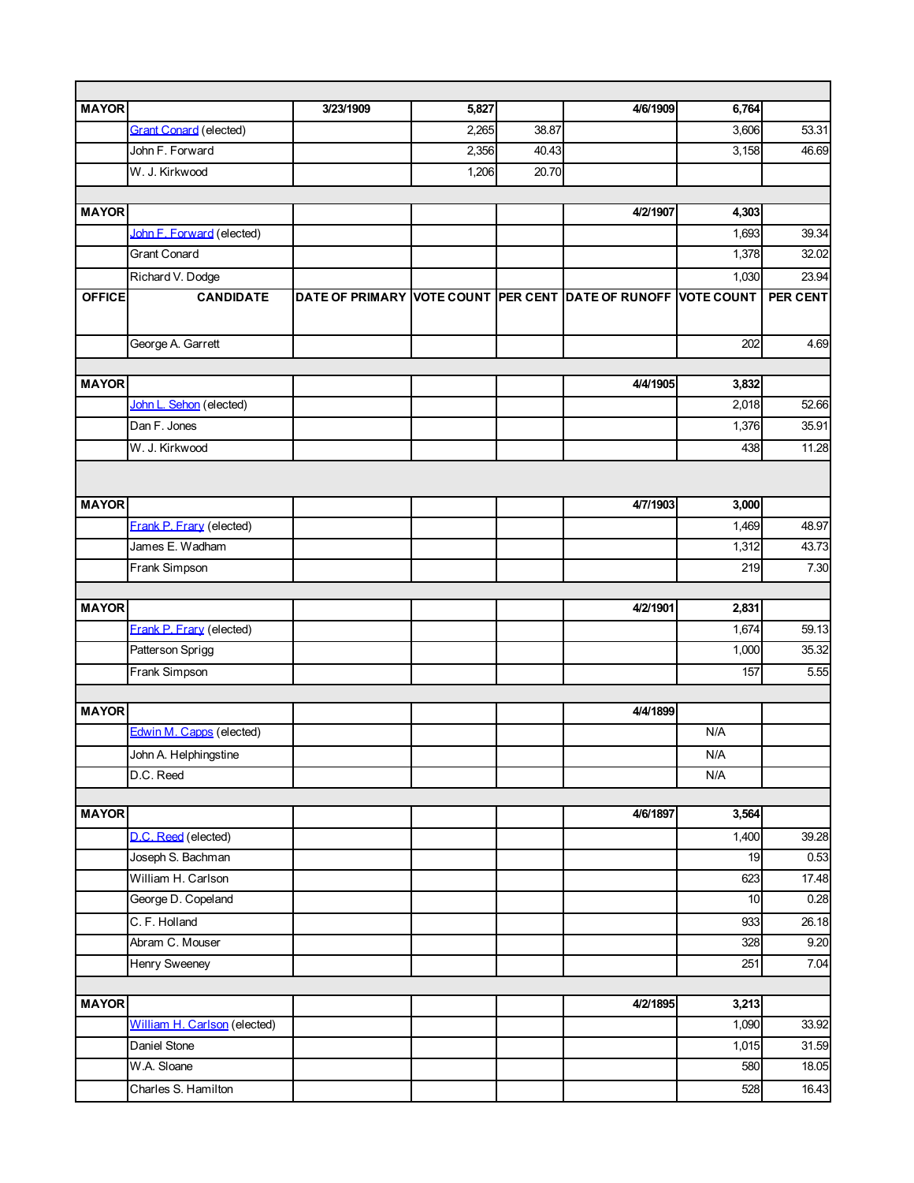| OFFICE | CANDIDATE | DATE OF PRIMARY | VOTE COUNT | PER CENT | DATE OF RUNOFF | VOTE COUNT | PER CENT |
|---|---|---|---|---|---|---|---|
| | | | | | | | |
| MAYOR | | 3/23/1909 | 5,827 | | 4/6/1909 | 6,764 | |
| | Grant Conard (elected) | | 2,265 | 38.87 | | 3,606 | 53.31 |
| | John F. Forward | | 2,356 | 40.43 | | 3,158 | 46.69 |
| | W. J. Kirkwood | | 1,206 | 20.70 | | | |
| | | | | | | | |
| MAYOR | | | | | 4/2/1907 | 4,303 | |
| | John F. Forward (elected) | | | | | 1,693 | 39.34 |
| | Grant Conard | | | | | 1,378 | 32.02 |
| | Richard V. Dodge | | | | | 1,030 | 23.94 |
| | George A. Garrett | | | | | 202 | 4.69 |
| | | | | | | | |
| MAYOR | | | | | 4/4/1905 | 3,832 | |
| | John L. Sehon (elected) | | | | | 2,018 | 52.66 |
| | Dan F. Jones | | | | | 1,376 | 35.91 |
| | W. J. Kirkwood | | | | | 438 | 11.28 |
| | | | | | | | |
| MAYOR | | | | | 4/7/1903 | 3,000 | |
| | Frank P. Frary (elected) | | | | | 1,469 | 48.97 |
| | James E. Wadham | | | | | 1,312 | 43.73 |
| | Frank Simpson | | | | | 219 | 7.30 |
| | | | | | | | |
| MAYOR | | | | | 4/2/1901 | 2,831 | |
| | Frank P. Frary (elected) | | | | | 1,674 | 59.13 |
| | Patterson Sprigg | | | | | 1,000 | 35.32 |
| | Frank Simpson | | | | | 157 | 5.55 |
| | | | | | | | |
| MAYOR | | | | | 4/4/1899 | | |
| | Edwin M. Capps (elected) | | | | | N/A | |
| | John A. Helphingstine | | | | | N/A | |
| | D.C. Reed | | | | | N/A | |
| | | | | | | | |
| MAYOR | | | | | 4/6/1897 | 3,564 | |
| | D.C. Reed (elected) | | | | | 1,400 | 39.28 |
| | Joseph S. Bachman | | | | | 19 | 0.53 |
| | William H. Carlson | | | | | 623 | 17.48 |
| | George D. Copeland | | | | | 10 | 0.28 |
| | C. F. Holland | | | | | 933 | 26.18 |
| | Abram C. Mouser | | | | | 328 | 9.20 |
| | Henry Sweeney | | | | | 251 | 7.04 |
| | | | | | | | |
| MAYOR | | | | | 4/2/1895 | 3,213 | |
| | William H. Carlson (elected) | | | | | 1,090 | 33.92 |
| | Daniel Stone | | | | | 1,015 | 31.59 |
| | W.A. Sloane | | | | | 580 | 18.05 |
| | Charles S. Hamilton | | | | | 528 | 16.43 |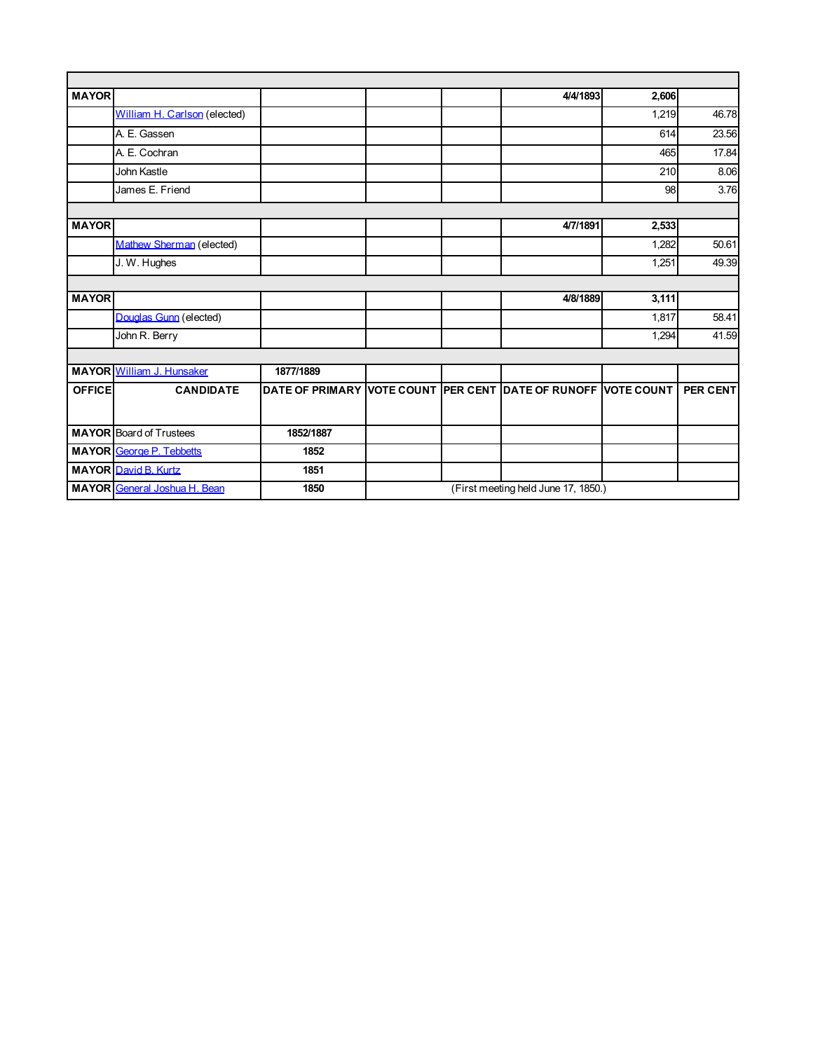| | | | | | | | |
|---|---|---|---|---|---|---|---|
| | | | | | | | |
| MAYOR | | | | | 4/4/1893 | 2,606 | |
| | William H. Carlson (elected) | | | | | 1,219 | 46.78 |
| | A. E. Gassen | | | | | 614 | 23.56 |
| | A. E. Cochran | | | | | 465 | 17.84 |
| | John Kastle | | | | | 210 | 8.06 |
| | James E. Friend | | | | | 98 | 3.76 |
| | | | | | | | |
| MAYOR | | | | | 4/7/1891 | 2,533 | |
| | Mathew Sherman (elected) | | | | | 1,282 | 50.61 |
| | J. W. Hughes | | | | | 1,251 | 49.39 |
| | | | | | | | |
| MAYOR | | | | | 4/8/1889 | 3,111 | |
| | Douglas Gunn (elected) | | | | | 1,817 | 58.41 |
| | John R. Berry | | | | | 1,294 | 41.59 |
| | | | | | | | |
| MAYOR | William J. Hunsaker | 1877/1889 | | | | | |
| **OFFICE** | **CANDIDATE** | **DATE OF PRIMARY** | **VOTE COUNT** | **PER CENT** | **DATE OF RUNOFF** | **VOTE COUNT** | **PER CENT** |
| MAYOR | Board of Trustees | 1852/1887 | | | | | |
| MAYOR | George P. Tebbetts | 1852 | | | | | |
| MAYOR | David B. Kurtz | 1851 | | | | | |
| MAYOR | General Joshua H. Bean | 1850 | (First meeting held June 17, 1850.) | | | | |